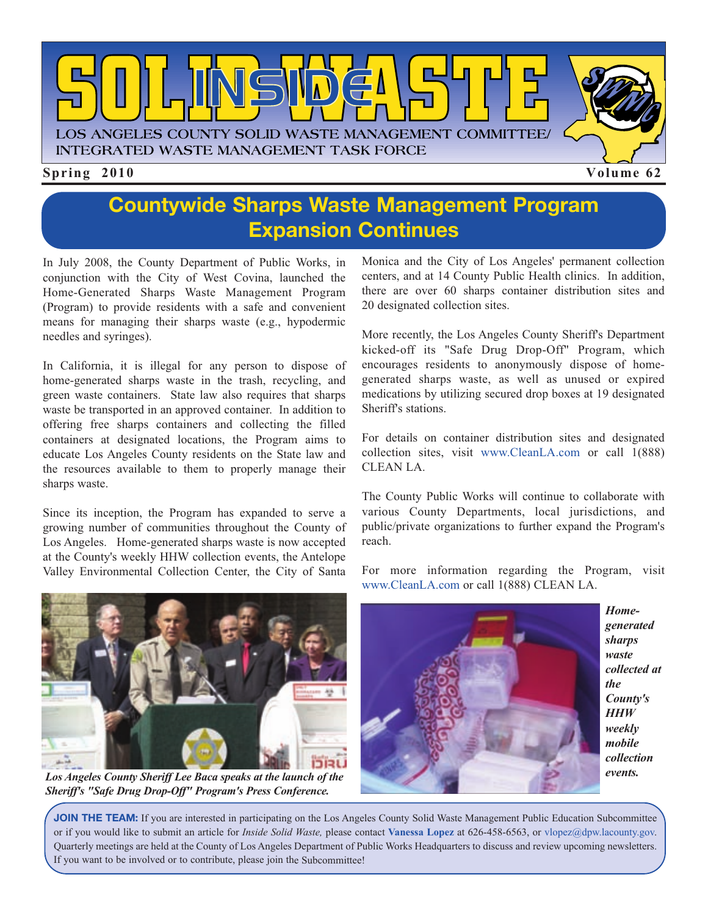# SOLID WASTE INSIDE

LOS ANGELES COUNTY SOLID WASTE MANAGEMENT COMMITTEE/
INTEGRATED WASTE MANAGEMENT TASK FORCE

**Spring 2010** **Volume 62**

## Countywide Sharps Waste Management Program Expansion Continues

In July 2008, the County Department of Public Works, in conjunction with the City of West Covina, launched the Home-Generated Sharps Waste Management Program (Program) to provide residents with a safe and convenient means for managing their sharps waste (e.g., hypodermic needles and syringes).

In California, it is illegal for any person to dispose of home-generated sharps waste in the trash, recycling, and green waste containers. State law also requires that sharps waste be transported in an approved container. In addition to offering free sharps containers and collecting the filled containers at designated locations, the Program aims to educate Los Angeles County residents on the State law and the resources available to them to properly manage their sharps waste.

Since its inception, the Program has expanded to serve a growing number of communities throughout the County of Los Angeles. Home-generated sharps waste is now accepted at the County's weekly HHW collection events, the Antelope Valley Environmental Collection Center, the City of Santa Monica and the City of Los Angeles' permanent collection centers, and at 14 County Public Health clinics. In addition, there are over 60 sharps container distribution sites and 20 designated collection sites.

More recently, the Los Angeles County Sheriff's Department kicked-off its "Safe Drug Drop-Off" Program, which encourages residents to anonymously dispose of home-generated sharps waste, as well as unused or expired medications by utilizing secured drop boxes at 19 designated Sheriff's stations.

For details on container distribution sites and designated collection sites, visit www.CleanLA.com or call 1(888) CLEAN LA.

The County Public Works will continue to collaborate with various County Departments, local jurisdictions, and public/private organizations to further expand the Program's reach.

For more information regarding the Program, visit www.CleanLA.com or call 1(888) CLEAN LA.

*Los Angeles County Sheriff Lee Baca speaks at the launch of the Sheriff's "Safe Drug Drop-Off" Program's Press Conference.*

*Home-generated sharps waste collected at the County's HHW weekly mobile collection events.*

**JOIN THE TEAM:** If you are interested in participating on the Los Angeles County Solid Waste Management Public Education Subcommittee or if you would like to submit an article for *Inside Solid Waste,* please contact **Vanessa Lopez** at 626-458-6563, or vlopez@dpw.lacounty.gov. Quarterly meetings are held at the County of Los Angeles Department of Public Works Headquarters to discuss and review upcoming newsletters. If you want to be involved or to contribute, please join the Subcommittee!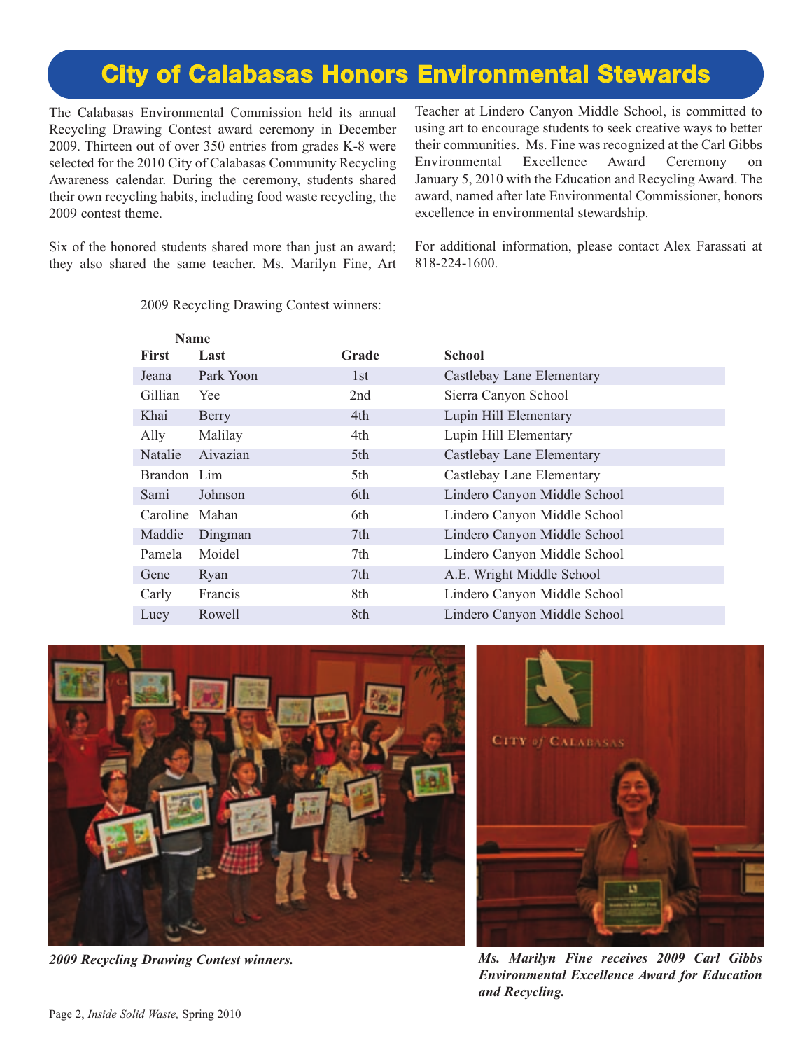# City of Calabasas Honors Environmental Stewards

The Calabasas Environmental Commission held its annual Recycling Drawing Contest award ceremony in December 2009. Thirteen out of over 350 entries from grades K-8 were selected for the 2010 City of Calabasas Community Recycling Awareness calendar. During the ceremony, students shared their own recycling habits, including food waste recycling, the 2009 contest theme.

Six of the honored students shared more than just an award; they also shared the same teacher. Ms. Marilyn Fine, Art Teacher at Lindero Canyon Middle School, is committed to using art to encourage students to seek creative ways to better their communities. Ms. Fine was recognized at the Carl Gibbs Environmental Excellence Award Ceremony on January 5, 2010 with the Education and Recycling Award. The award, named after late Environmental Commissioner, honors excellence in environmental stewardship.

For additional information, please contact Alex Farassati at 818-224-1600.

2009 Recycling Drawing Contest winners:

| Name | | Grade | School |
|---|---|---|---|
| First | Last | | |
| Jeana | Park Yoon | 1st | Castlebay Lane Elementary |
| Gillian | Yee | 2nd | Sierra Canyon School |
| Khai | Berry | 4th | Lupin Hill Elementary |
| Ally | Malilay | 4th | Lupin Hill Elementary |
| Natalie | Aivazian | 5th | Castlebay Lane Elementary |
| Brandon | Lim | 5th | Castlebay Lane Elementary |
| Sami | Johnson | 6th | Lindero Canyon Middle School |
| Caroline | Mahan | 6th | Lindero Canyon Middle School |
| Maddie | Dingman | 7th | Lindero Canyon Middle School |
| Pamela | Moidel | 7th | Lindero Canyon Middle School |
| Gene | Ryan | 7th | A.E. Wright Middle School |
| Carly | Francis | 8th | Lindero Canyon Middle School |
| Lucy | Rowell | 8th | Lindero Canyon Middle School |

*2009 Recycling Drawing Contest winners.*

*Ms. Marilyn Fine receives 2009 Carl Gibbs Environmental Excellence Award for Education and Recycling.*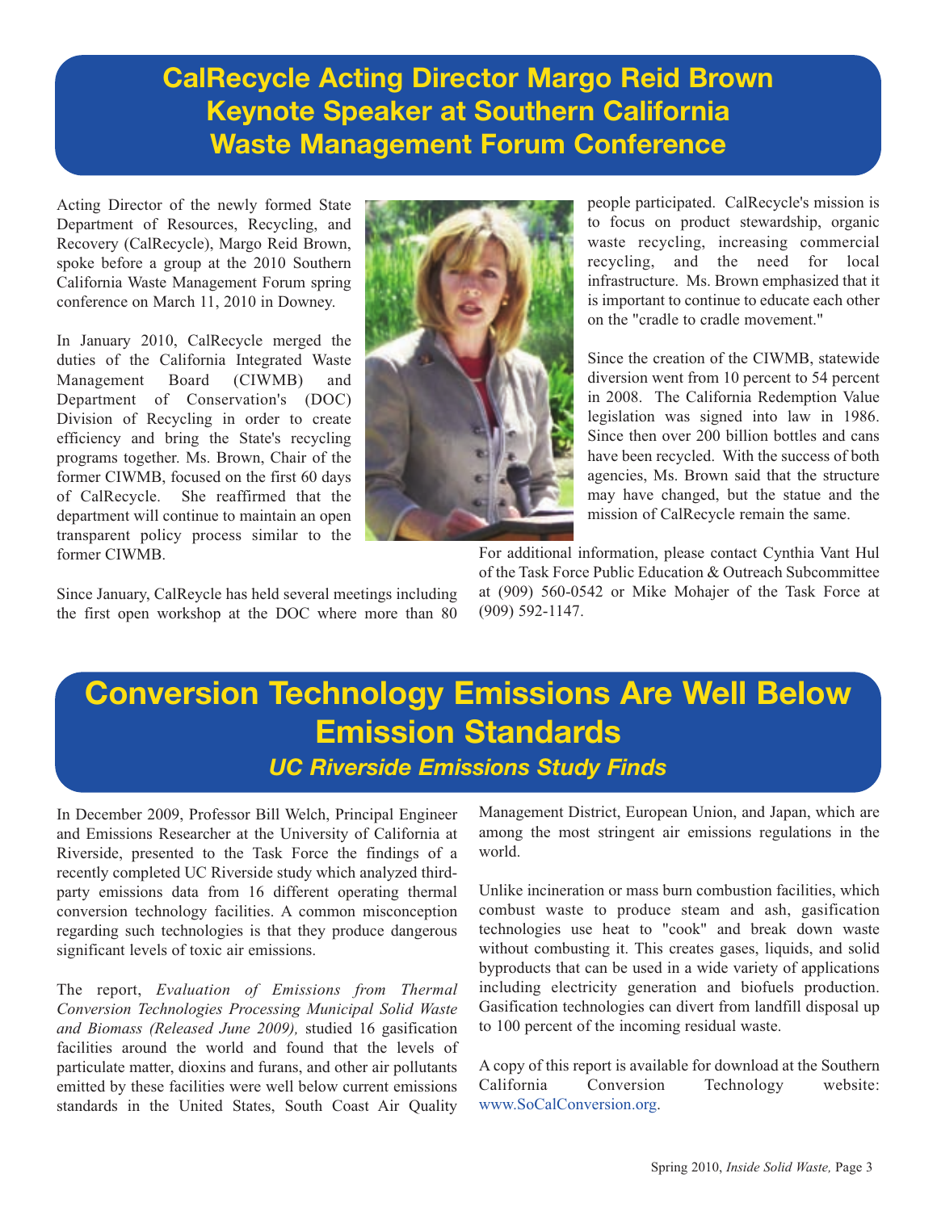## CalRecycle Acting Director Margo Reid Brown Keynote Speaker at Southern California Waste Management Forum Conference

Acting Director of the newly formed State Department of Resources, Recycling, and Recovery (CalRecycle), Margo Reid Brown, spoke before a group at the 2010 Southern California Waste Management Forum spring conference on March 11, 2010 in Downey.

In January 2010, CalRecycle merged the duties of the California Integrated Waste Management Board (CIWMB) and Department of Conservation's (DOC) Division of Recycling in order to create efficiency and bring the State's recycling programs together. Ms. Brown, Chair of the former CIWMB, focused on the first 60 days of CalRecycle. She reaffirmed that the department will continue to maintain an open transparent policy process similar to the former CIWMB.

Since January, CalReycle has held several meetings including the first open workshop at the DOC where more than 80 people participated. CalRecycle's mission is to focus on product stewardship, organic waste recycling, increasing commercial recycling, and the need for local infrastructure. Ms. Brown emphasized that it is important to continue to educate each other on the "cradle to cradle movement."

Since the creation of the CIWMB, statewide diversion went from 10 percent to 54 percent in 2008. The California Redemption Value legislation was signed into law in 1986. Since then over 200 billion bottles and cans have been recycled. With the success of both agencies, Ms. Brown said that the structure may have changed, but the statue and the mission of CalRecycle remain the same.

For additional information, please contact Cynthia Vant Hul of the Task Force Public Education & Outreach Subcommittee at (909) 560-0542 or Mike Mohajer of the Task Force at (909) 592-1147.

## Conversion Technology Emissions Are Well Below Emission Standards

### *UC Riverside Emissions Study Finds*

In December 2009, Professor Bill Welch, Principal Engineer and Emissions Researcher at the University of California at Riverside, presented to the Task Force the findings of a recently completed UC Riverside study which analyzed third-party emissions data from 16 different operating thermal conversion technology facilities. A common misconception regarding such technologies is that they produce dangerous significant levels of toxic air emissions.

The report, *Evaluation of Emissions from Thermal Conversion Technologies Processing Municipal Solid Waste and Biomass (Released June 2009),* studied 16 gasification facilities around the world and found that the levels of particulate matter, dioxins and furans, and other air pollutants emitted by these facilities were well below current emissions standards in the United States, South Coast Air Quality Management District, European Union, and Japan, which are among the most stringent air emissions regulations in the world.

Unlike incineration or mass burn combustion facilities, which combust waste to produce steam and ash, gasification technologies use heat to "cook" and break down waste without combusting it. This creates gases, liquids, and solid byproducts that can be used in a wide variety of applications including electricity generation and biofuels production. Gasification technologies can divert from landfill disposal up to 100 percent of the incoming residual waste.

A copy of this report is available for download at the Southern California Conversion Technology website: www.SoCalConversion.org.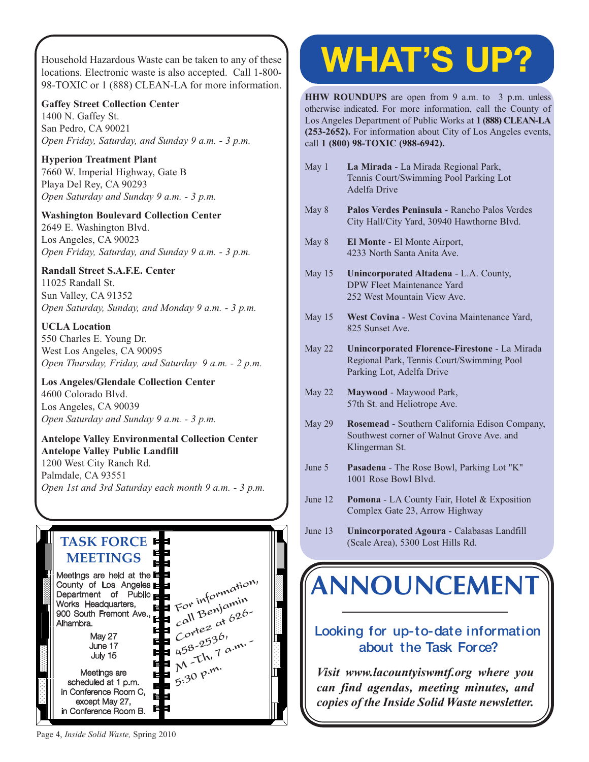Household Hazardous Waste can be taken to any of these locations. Electronic waste is also accepted. Call 1-800-98-TOXIC or 1 (888) CLEAN-LA for more information.

**Gaffey Street Collection Center**
1400 N. Gaffey St.
San Pedro, CA 90021
*Open Friday, Saturday, and Sunday 9 a.m. - 3 p.m.*

**Hyperion Treatment Plant**
7660 W. Imperial Highway, Gate B
Playa Del Rey, CA 90293
*Open Saturday and Sunday 9 a.m. - 3 p.m.*

**Washington Boulevard Collection Center**
2649 E. Washington Blvd.
Los Angeles, CA 90023
*Open Friday, Saturday, and Sunday 9 a.m. - 3 p.m.*

**Randall Street S.A.F.E. Center**
11025 Randall St.
Sun Valley, CA 91352
*Open Saturday, Sunday, and Monday 9 a.m. - 3 p.m.*

**UCLA Location**
550 Charles E. Young Dr.
West Los Angeles, CA 90095
*Open Thursday, Friday, and Saturday 9 a.m. - 2 p.m.*

**Los Angeles/Glendale Collection Center**
4600 Colorado Blvd.
Los Angeles, CA 90039
*Open Saturday and Sunday 9 a.m. - 3 p.m.*

**Antelope Valley Environmental Collection Center**
**Antelope Valley Public Landfill**
1200 West City Ranch Rd.
Palmdale, CA 93551
*Open 1st and 3rd Saturday each month 9 a.m. - 3 p.m.*

## TASK FORCE MEETINGS

Meetings are held at the County of Los Angeles Department of Public Works Headquarters, 900 South Fremont Ave., Alhambra.

May 27
June 17
July 15

Meetings are scheduled at 1 p.m. in Conference Room C, except May 27, in Conference Room B.

For information, call Benjamin Cortez at 626-458-2536, M -Th, 7 a.m. - 5:30 p.m.

# WHAT'S UP?

**HHW ROUNDUPS** are open from 9 a.m. to 3 p.m. unless otherwise indicated. For more information, call the County of Los Angeles Department of Public Works at **1 (888) CLEAN-LA (253-2652).** For information about City of Los Angeles events, call **1 (800) 98-TOXIC (988-6942).**

- May 1 — **La Mirada** - La Mirada Regional Park, Tennis Court/Swimming Pool Parking Lot Adelfa Drive
- May 8 — **Palos Verdes Peninsula** - Rancho Palos Verdes City Hall/City Yard, 30940 Hawthorne Blvd.
- May 8 — **El Monte** - El Monte Airport, 4233 North Santa Anita Ave.
- May 15 — **Unincorporated Altadena** - L.A. County, DPW Fleet Maintenance Yard 252 West Mountain View Ave.
- May 15 — **West Covina** - West Covina Maintenance Yard, 825 Sunset Ave.
- May 22 — **Unincorporated Florence-Firestone** - La Mirada Regional Park, Tennis Court/Swimming Pool Parking Lot, Adelfa Drive
- May 22 — **Maywood** - Maywood Park, 57th St. and Heliotrope Ave.
- May 29 — **Rosemead** - Southern California Edison Company, Southwest corner of Walnut Grove Ave. and Klingerman St.
- June 5 — **Pasadena** - The Rose Bowl, Parking Lot "K" 1001 Rose Bowl Blvd.
- June 12 — **Pomona** - LA County Fair, Hotel & Exposition Complex Gate 23, Arrow Highway
- June 13 — **Unincorporated Agoura** - Calabasas Landfill (Scale Area), 5300 Lost Hills Rd.

# ANNOUNCEMENT

## Looking for up-to-date information about the Task Force?

***Visit www.lacountyiswmtf.org where you can find agendas, meeting minutes, and copies of the Inside Solid Waste newsletter.***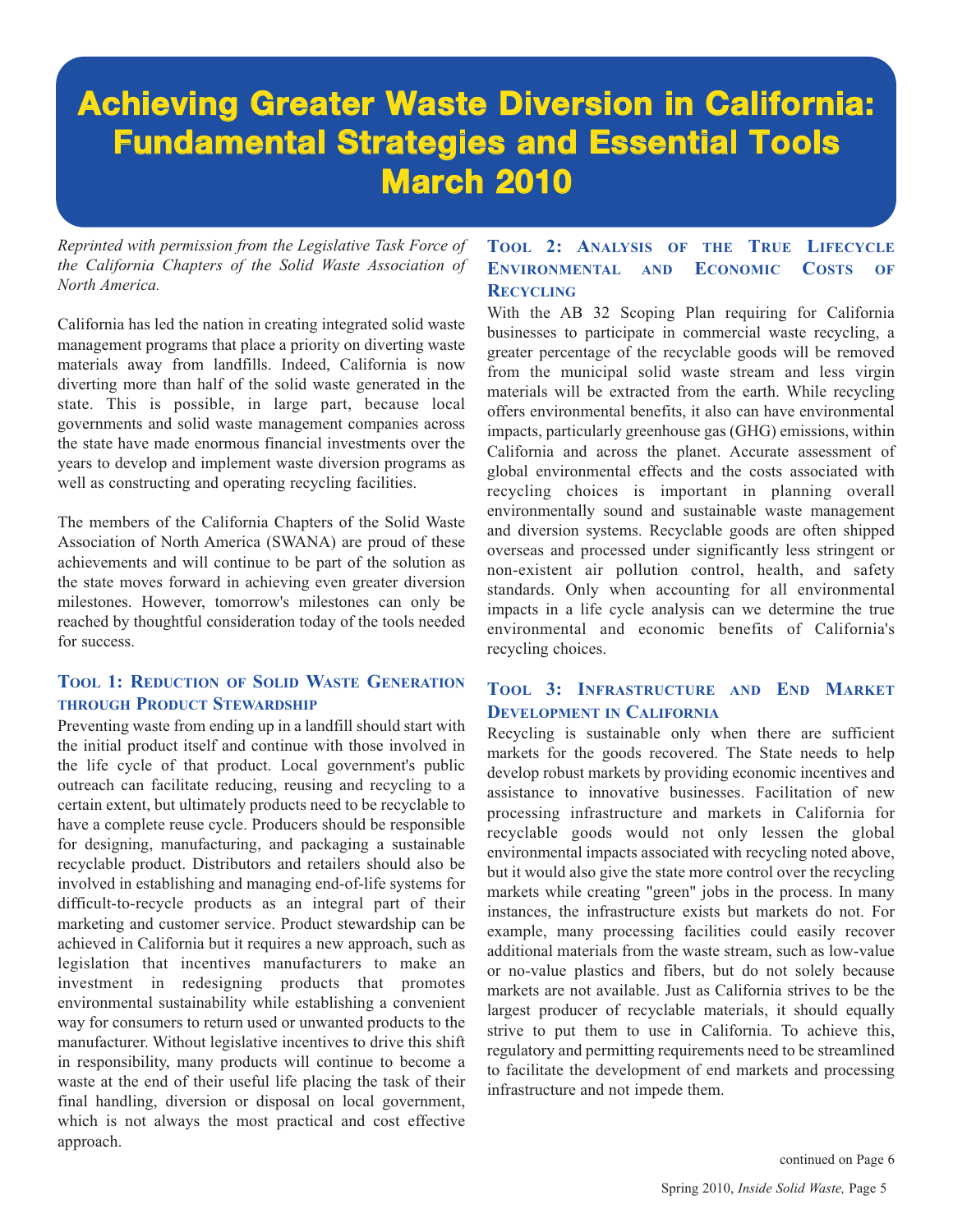# Achieving Greater Waste Diversion in California: Fundamental Strategies and Essential Tools March 2010

*Reprinted with permission from the Legislative Task Force of the California Chapters of the Solid Waste Association of North America.*

California has led the nation in creating integrated solid waste management programs that place a priority on diverting waste materials away from landfills. Indeed, California is now diverting more than half of the solid waste generated in the state. This is possible, in large part, because local governments and solid waste management companies across the state have made enormous financial investments over the years to develop and implement waste diversion programs as well as constructing and operating recycling facilities.

The members of the California Chapters of the Solid Waste Association of North America (SWANA) are proud of these achievements and will continue to be part of the solution as the state moves forward in achieving even greater diversion milestones. However, tomorrow's milestones can only be reached by thoughtful consideration today of the tools needed for success.

### Tool 1: Reduction of Solid Waste Generation through Product Stewardship

Preventing waste from ending up in a landfill should start with the initial product itself and continue with those involved in the life cycle of that product. Local government's public outreach can facilitate reducing, reusing and recycling to a certain extent, but ultimately products need to be recyclable to have a complete reuse cycle. Producers should be responsible for designing, manufacturing, and packaging a sustainable recyclable product. Distributors and retailers should also be involved in establishing and managing end-of-life systems for difficult-to-recycle products as an integral part of their marketing and customer service. Product stewardship can be achieved in California but it requires a new approach, such as legislation that incentives manufacturers to make an investment in redesigning products that promotes environmental sustainability while establishing a convenient way for consumers to return used or unwanted products to the manufacturer. Without legislative incentives to drive this shift in responsibility, many products will continue to become a waste at the end of their useful life placing the task of their final handling, diversion or disposal on local government, which is not always the most practical and cost effective approach.

### Tool 2: Analysis of the True Lifecycle Environmental and Economic Costs of Recycling

With the AB 32 Scoping Plan requiring for California businesses to participate in commercial waste recycling, a greater percentage of the recyclable goods will be removed from the municipal solid waste stream and less virgin materials will be extracted from the earth. While recycling offers environmental benefits, it also can have environmental impacts, particularly greenhouse gas (GHG) emissions, within California and across the planet. Accurate assessment of global environmental effects and the costs associated with recycling choices is important in planning overall environmentally sound and sustainable waste management and diversion systems. Recyclable goods are often shipped overseas and processed under significantly less stringent or non-existent air pollution control, health, and safety standards. Only when accounting for all environmental impacts in a life cycle analysis can we determine the true environmental and economic benefits of California's recycling choices.

### Tool 3: Infrastructure and End Market Development in California

Recycling is sustainable only when there are sufficient markets for the goods recovered. The State needs to help develop robust markets by providing economic incentives and assistance to innovative businesses. Facilitation of new processing infrastructure and markets in California for recyclable goods would not only lessen the global environmental impacts associated with recycling noted above, but it would also give the state more control over the recycling markets while creating "green" jobs in the process. In many instances, the infrastructure exists but markets do not. For example, many processing facilities could easily recover additional materials from the waste stream, such as low-value or no-value plastics and fibers, but do not solely because markets are not available. Just as California strives to be the largest producer of recyclable materials, it should equally strive to put them to use in California. To achieve this, regulatory and permitting requirements need to be streamlined to facilitate the development of end markets and processing infrastructure and not impede them.

continued on Page 6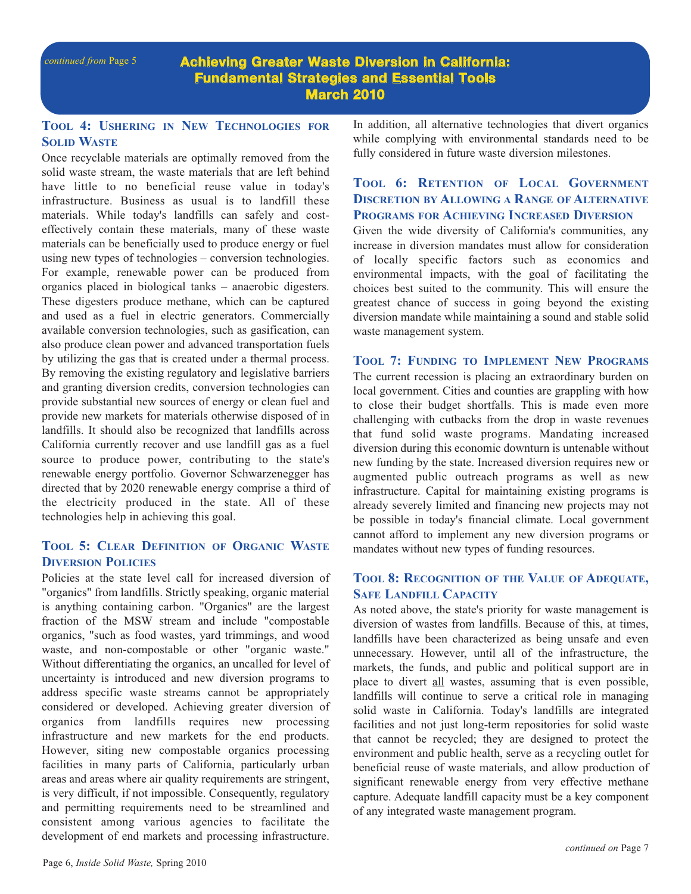*continued from* Page 5

# Achieving Greater Waste Diversion in California: Fundamental Strategies and Essential Tools March 2010

### Tool 4: Ushering in New Technologies for Solid Waste

Once recyclable materials are optimally removed from the solid waste stream, the waste materials that are left behind have little to no beneficial reuse value in today's infrastructure. Business as usual is to landfill these materials. While today's landfills can safely and cost-effectively contain these materials, many of these waste materials can be beneficially used to produce energy or fuel using new types of technologies – conversion technologies. For example, renewable power can be produced from organics placed in biological tanks – anaerobic digesters. These digesters produce methane, which can be captured and used as a fuel in electric generators. Commercially available conversion technologies, such as gasification, can also produce clean power and advanced transportation fuels by utilizing the gas that is created under a thermal process. By removing the existing regulatory and legislative barriers and granting diversion credits, conversion technologies can provide substantial new sources of energy or clean fuel and provide new markets for materials otherwise disposed of in landfills. It should also be recognized that landfills across California currently recover and use landfill gas as a fuel source to produce power, contributing to the state's renewable energy portfolio. Governor Schwarzenegger has directed that by 2020 renewable energy comprise a third of the electricity produced in the state. All of these technologies help in achieving this goal.

### Tool 5: Clear Definition of Organic Waste Diversion Policies

Policies at the state level call for increased diversion of "organics" from landfills. Strictly speaking, organic material is anything containing carbon. "Organics" are the largest fraction of the MSW stream and include "compostable organics, "such as food wastes, yard trimmings, and wood waste, and non-compostable or other "organic waste." Without differentiating the organics, an uncalled for level of uncertainty is introduced and new diversion programs to address specific waste streams cannot be appropriately considered or developed. Achieving greater diversion of organics from landfills requires new processing infrastructure and new markets for the end products. However, siting new compostable organics processing facilities in many parts of California, particularly urban areas and areas where air quality requirements are stringent, is very difficult, if not impossible. Consequently, regulatory and permitting requirements need to be streamlined and consistent among various agencies to facilitate the development of end markets and processing infrastructure. In addition, all alternative technologies that divert organics while complying with environmental standards need to be fully considered in future waste diversion milestones.

### Tool 6: Retention of Local Government Discretion by Allowing a Range of Alternative Programs for Achieving Increased Diversion

Given the wide diversity of California's communities, any increase in diversion mandates must allow for consideration of locally specific factors such as economics and environmental impacts, with the goal of facilitating the choices best suited to the community. This will ensure the greatest chance of success in going beyond the existing diversion mandate while maintaining a sound and stable solid waste management system.

### Tool 7: Funding to Implement New Programs

The current recession is placing an extraordinary burden on local government. Cities and counties are grappling with how to close their budget shortfalls. This is made even more challenging with cutbacks from the drop in waste revenues that fund solid waste programs. Mandating increased diversion during this economic downturn is untenable without new funding by the state. Increased diversion requires new or augmented public outreach programs as well as new infrastructure. Capital for maintaining existing programs is already severely limited and financing new projects may not be possible in today's financial climate. Local government cannot afford to implement any new diversion programs or mandates without new types of funding resources.

### Tool 8: Recognition of the Value of Adequate, Safe Landfill Capacity

As noted above, the state's priority for waste management is diversion of wastes from landfills. Because of this, at times, landfills have been characterized as being unsafe and even unnecessary. However, until all of the infrastructure, the markets, the funds, and public and political support are in place to divert <u>all</u> wastes, assuming that is even possible, landfills will continue to serve a critical role in managing solid waste in California. Today's landfills are integrated facilities and not just long-term repositories for solid waste that cannot be recycled; they are designed to protect the environment and public health, serve as a recycling outlet for beneficial reuse of waste materials, and allow production of significant renewable energy from very effective methane capture. Adequate landfill capacity must be a key component of any integrated waste management program.

*continued on* Page 7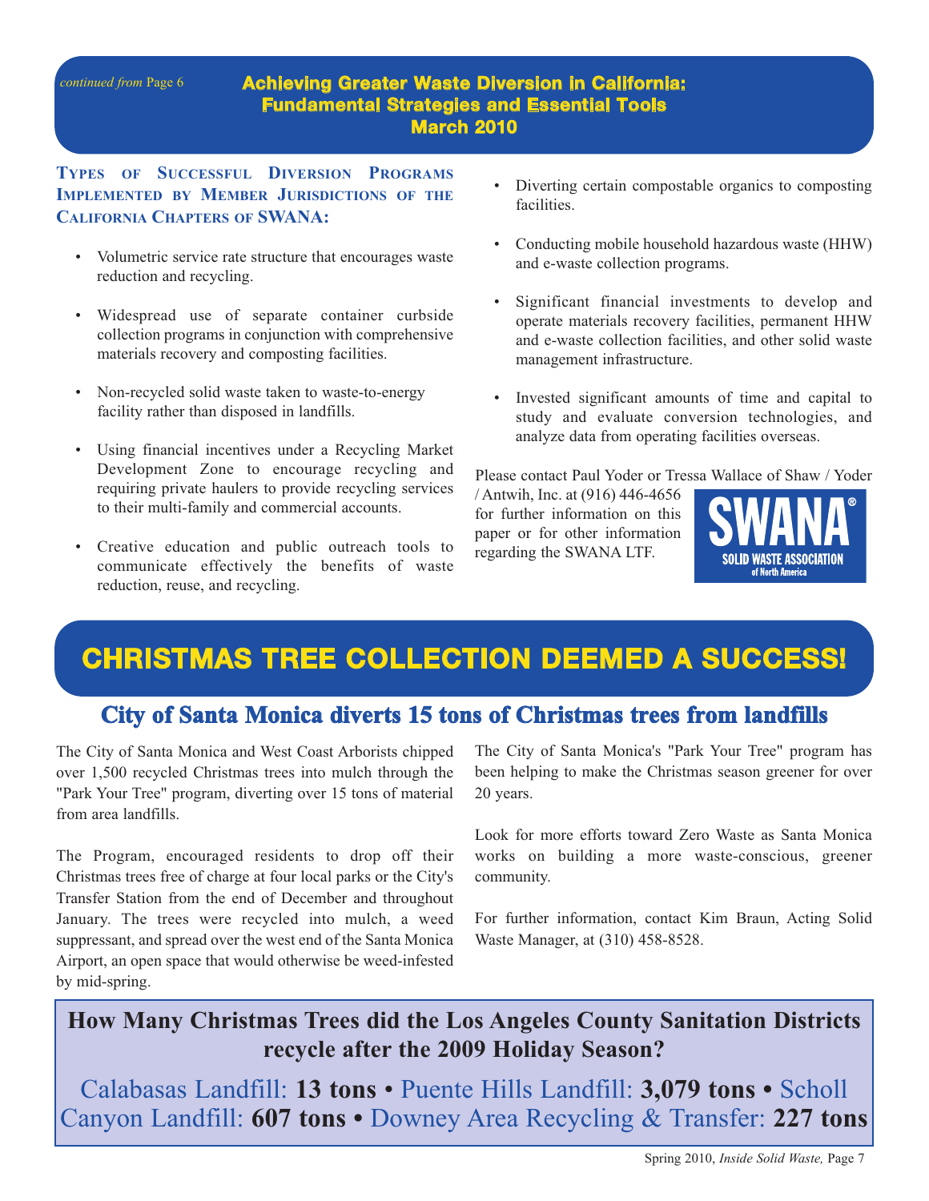*continued from* Page 6

## Achieving Greater Waste Diversion in California: Fundamental Strategies and Essential Tools March 2010

### Types of Successful Diversion Programs Implemented by Member Jurisdictions of the California Chapters of SWANA:

- Volumetric service rate structure that encourages waste reduction and recycling.
- Widespread use of separate container curbside collection programs in conjunction with comprehensive materials recovery and composting facilities.
- Non-recycled solid waste taken to waste-to-energy facility rather than disposed in landfills.
- Using financial incentives under a Recycling Market Development Zone to encourage recycling and requiring private haulers to provide recycling services to their multi-family and commercial accounts.
- Creative education and public outreach tools to communicate effectively the benefits of waste reduction, reuse, and recycling.
- Diverting certain compostable organics to composting facilities.
- Conducting mobile household hazardous waste (HHW) and e-waste collection programs.
- Significant financial investments to develop and operate materials recovery facilities, permanent HHW and e-waste collection facilities, and other solid waste management infrastructure.
- Invested significant amounts of time and capital to study and evaluate conversion technologies, and analyze data from operating facilities overseas.

Please contact Paul Yoder or Tressa Wallace of Shaw / Yoder / Antwih, Inc. at (916) 446-4656 for further information on this paper or for other information regarding the SWANA LTF.

SWANA® SOLID WASTE ASSOCIATION of North America

# CHRISTMAS TREE COLLECTION DEEMED A SUCCESS!

## City of Santa Monica diverts 15 tons of Christmas trees from landfills

The City of Santa Monica and West Coast Arborists chipped over 1,500 recycled Christmas trees into mulch through the "Park Your Tree" program, diverting over 15 tons of material from area landfills.

The Program, encouraged residents to drop off their Christmas trees free of charge at four local parks or the City's Transfer Station from the end of December and throughout January. The trees were recycled into mulch, a weed suppressant, and spread over the west end of the Santa Monica Airport, an open space that would otherwise be weed-infested by mid-spring.

The City of Santa Monica's "Park Your Tree" program has been helping to make the Christmas season greener for over 20 years.

Look for more efforts toward Zero Waste as Santa Monica works on building a more waste-conscious, greener community.

For further information, contact Kim Braun, Acting Solid Waste Manager, at (310) 458-8528.

### How Many Christmas Trees did the Los Angeles County Sanitation Districts recycle after the 2009 Holiday Season?

Calabasas Landfill: **13 tons** • Puente Hills Landfill: **3,079 tons** • Scholl Canyon Landfill: **607 tons** • Downey Area Recycling & Transfer: **227 tons**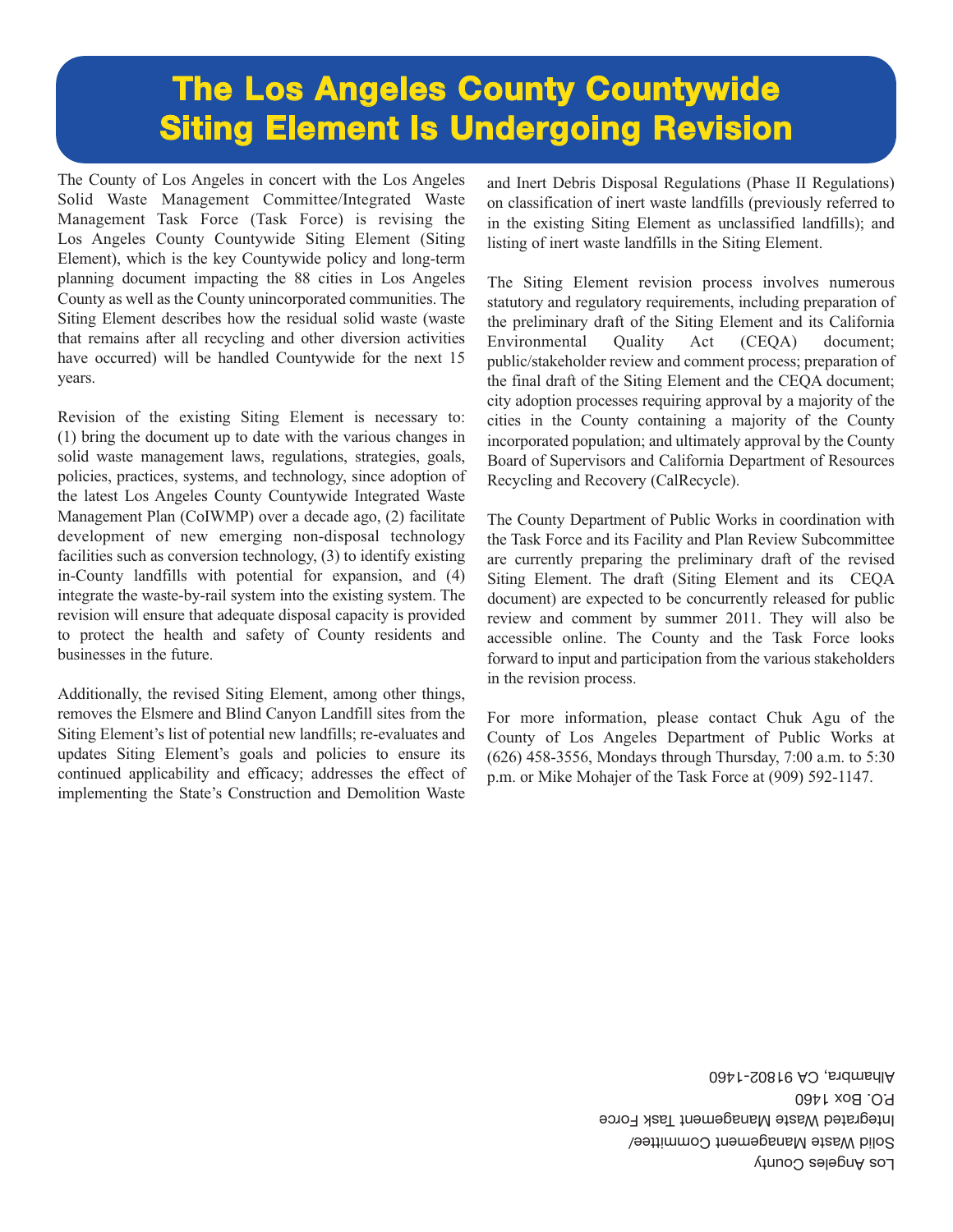# The Los Angeles County Countywide Siting Element Is Undergoing Revision

The County of Los Angeles in concert with the Los Angeles Solid Waste Management Committee/Integrated Waste Management Task Force (Task Force) is revising the Los Angeles County Countywide Siting Element (Siting Element), which is the key Countywide policy and long-term planning document impacting the 88 cities in Los Angeles County as well as the County unincorporated communities. The Siting Element describes how the residual solid waste (waste that remains after all recycling and other diversion activities have occurred) will be handled Countywide for the next 15 years.

Revision of the existing Siting Element is necessary to: (1) bring the document up to date with the various changes in solid waste management laws, regulations, strategies, goals, policies, practices, systems, and technology, since adoption of the latest Los Angeles County Countywide Integrated Waste Management Plan (CoIWMP) over a decade ago, (2) facilitate development of new emerging non-disposal technology facilities such as conversion technology, (3) to identify existing in-County landfills with potential for expansion, and (4) integrate the waste-by-rail system into the existing system. The revision will ensure that adequate disposal capacity is provided to protect the health and safety of County residents and businesses in the future.

Additionally, the revised Siting Element, among other things, removes the Elsmere and Blind Canyon Landfill sites from the Siting Element's list of potential new landfills; re-evaluates and updates Siting Element's goals and policies to ensure its continued applicability and efficacy; addresses the effect of implementing the State's Construction and Demolition Waste and Inert Debris Disposal Regulations (Phase II Regulations) on classification of inert waste landfills (previously referred to in the existing Siting Element as unclassified landfills); and listing of inert waste landfills in the Siting Element.

The Siting Element revision process involves numerous statutory and regulatory requirements, including preparation of the preliminary draft of the Siting Element and its California Environmental Quality Act (CEQA) document; public/stakeholder review and comment process; preparation of the final draft of the Siting Element and the CEQA document; city adoption processes requiring approval by a majority of the cities in the County containing a majority of the County incorporated population; and ultimately approval by the County Board of Supervisors and California Department of Resources Recycling and Recovery (CalRecycle).

The County Department of Public Works in coordination with the Task Force and its Facility and Plan Review Subcommittee are currently preparing the preliminary draft of the revised Siting Element. The draft (Siting Element and its CEQA document) are expected to be concurrently released for public review and comment by summer 2011. They will also be accessible online. The County and the Task Force looks forward to input and participation from the various stakeholders in the revision process.

For more information, please contact Chuk Agu of the County of Los Angeles Department of Public Works at (626) 458-3556, Mondays through Thursday, 7:00 a.m. to 5:30 p.m. or Mike Mohajer of the Task Force at (909) 592-1147.

Los Angeles County
Solid Waste Management Committee/
Integrated Waste Management Task Force
P.O. Box 1460
Alhambra, CA 91802-1460